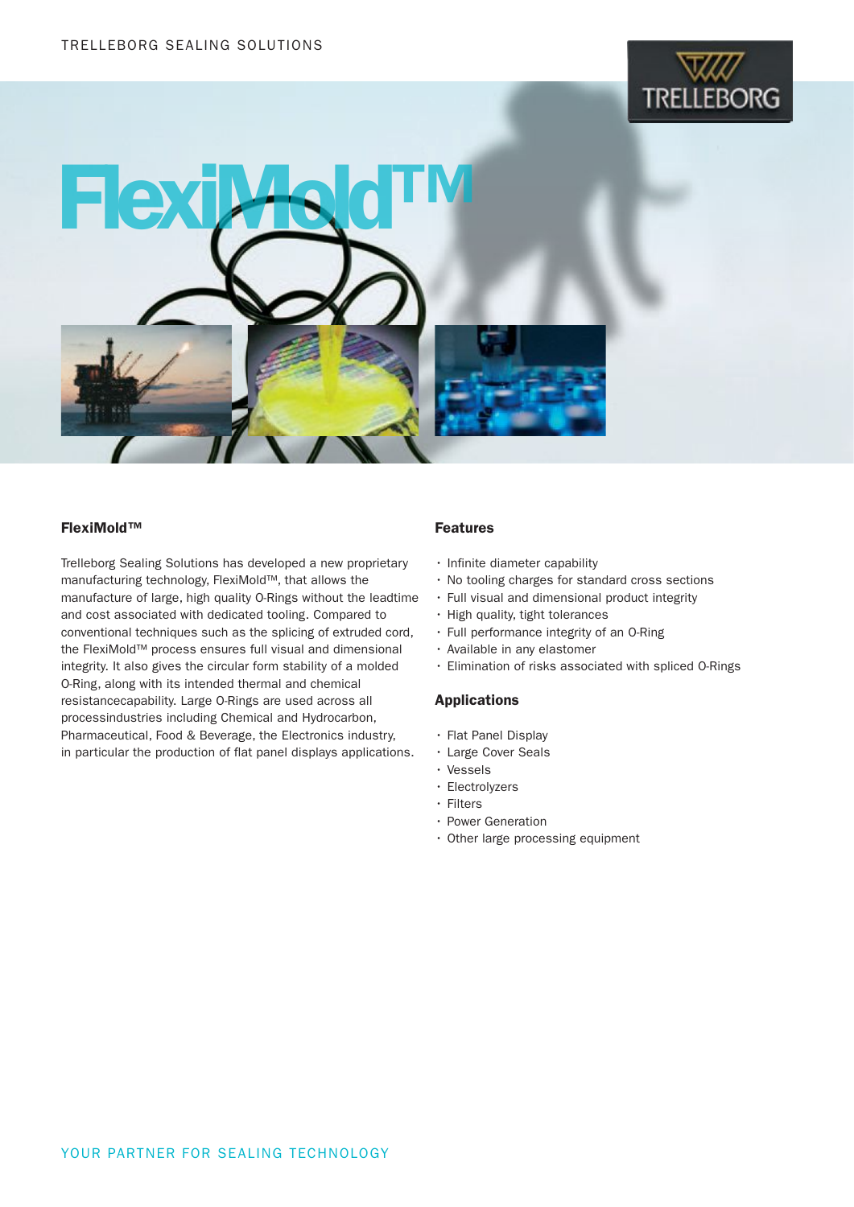TRELLEBORG SEALING SOLUTIONS

# FlexiMold™

## FlexiMold™

Trelleborg Sealing Solutions has developed a new proprietary manufacturing technology, FlexiMold™, that allows the manufacture of large, high quality O-Rings without the leadtime and cost associated with dedicated tooling. Compared to conventional techniques such as the splicing of extruded cord, the FlexiMold™ process ensures full visual and dimensional integrity. It also gives the circular form stability of a molded O-Ring, along with its intended thermal and chemical resistancecapability. Large O-Rings are used across all processindustries including Chemical and Hydrocarbon, Pharmaceutical, Food & Beverage, the Electronics industry, in particular the production of flat panel displays applications.

## Features

- Infinite diameter capability
- No tooling charges for standard cross sections
- Full visual and dimensional product integrity
- High quality, tight tolerances
- Full performance integrity of an O-Ring
- Available in any elastomer
- Elimination of risks associated with spliced O-Rings

## Applications

- Flat Panel Display
- Large Cover Seals
- Vessels
- Electrolyzers
- Filters
- Power Generation
- Other large processing equipment

YOUR PARTNER FOR SEALING TECHNOLOGY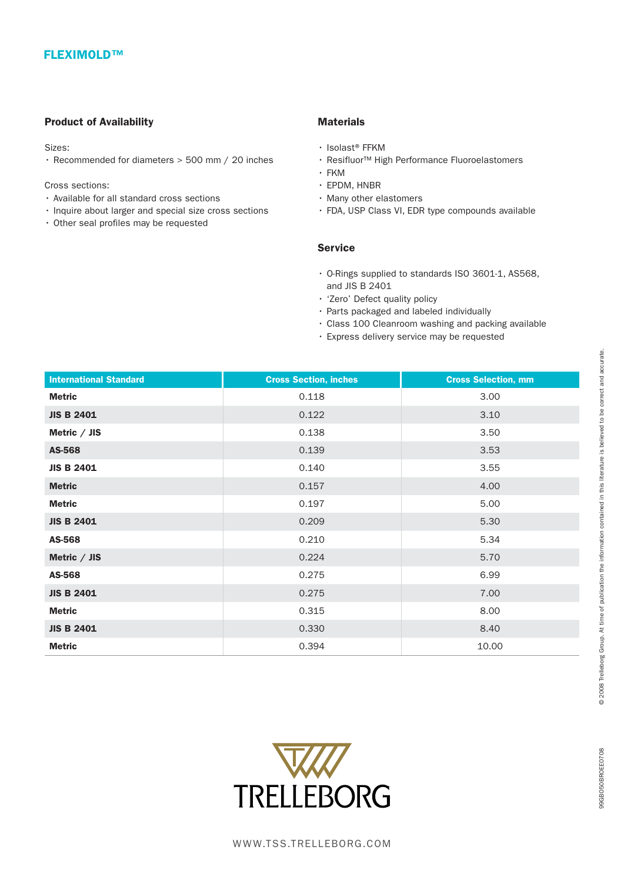## FLEXIMOLD™

### Product of Availability

Sizes:

- Recommended for diameters > 500 mm / 20 inches

Cross sections:

- Available for all standard cross sections
- Inquire about larger and special size cross sections
- Other seal profiles may be requested

### Materials

- Isolast® FFKM
- Resifluor™ High Performance Fluoroelastomers
- FKM
- EPDM, HNBR
- Many other elastomers
- FDA, USP Class VI, EDR type compounds available

### Service

- O-Rings supplied to standards ISO 3601-1, AS568, and JIS B 2401
- 'Zero' Defect quality policy
- Parts packaged and labeled individually
- Class 100 Cleanroom washing and packing available
- Express delivery service may be requested

| International Standard | Cross Section, inches | Cross Selection, mm |
|---|---|---|
| **Metric** | 0.118 | 3.00 |
| **JIS B 2401** | 0.122 | 3.10 |
| **Metric / JIS** | 0.138 | 3.50 |
| **AS-568** | 0.139 | 3.53 |
| **JIS B 2401** | 0.140 | 3.55 |
| **Metric** | 0.157 | 4.00 |
| **Metric** | 0.197 | 5.00 |
| **JIS B 2401** | 0.209 | 5.30 |
| **AS-568** | 0.210 | 5.34 |
| **Metric / JIS** | 0.224 | 5.70 |
| **AS-568** | 0.275 | 6.99 |
| **JIS B 2401** | 0.275 | 7.00 |
| **Metric** | 0.315 | 8.00 |
| **JIS B 2401** | 0.330 | 8.40 |
| **Metric** | 0.394 | 10.00 |

© 2008 Trelleborg Group. At time of publication the information contained in this literature is believed to be correct and accurate.

99GB050BROEE0708

TRELLEBORG

WWW.TSS.TRELLEBORG.COM